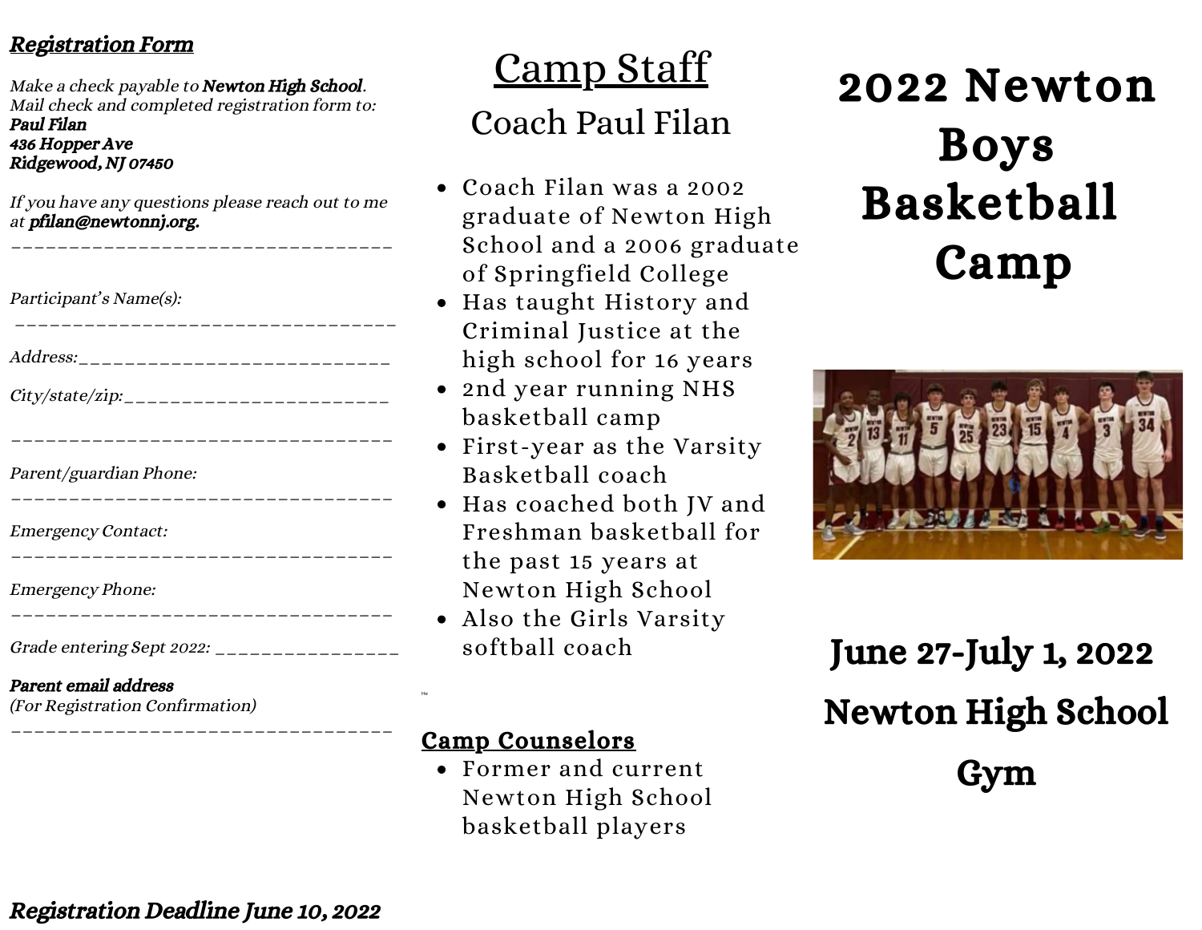## *Registration Form*

*Make a check payable to* ***Newton High School****.*
*Mail check and completed registration form to:*
***Paul Filan***
***436 Hopper Ave***
***Ridgewood, NJ 07450***

*If you have any questions please reach out to me at* ***pfilan@newtonnj.org.***

_________________________________

*Participant's Name(s):*

_________________________________

*Address:*___________________________

*City/state/zip:*_______________________

_________________________________

*Parent/guardian Phone:*

_________________________________

*Emergency Contact:*

_________________________________

*Emergency Phone:*

_________________________________

*Grade entering Sept 2022:* _______________

***Parent email address***
*(For Registration Confirmation)*

_________________________________

***Registration Deadline June 10, 2022***

# Camp Staff

## Coach Paul Filan

- Coach Filan was a 2002 graduate of Newton High School and a 2006 graduate of Springfield College
- Has taught History and Criminal Justice at the high school for 16 years
- 2nd year running NHS basketball camp
- First-year as the Varsity Basketball coach
- Has coached both JV and Freshman basketball for the past 15 years at Newton High School
- Also the Girls Varsity softball coach

He

### Camp Counselors

- Former and current Newton High School basketball players

# 2022 Newton Boys Basketball Camp

## June 27-July 1, 2022

## Newton High School Gym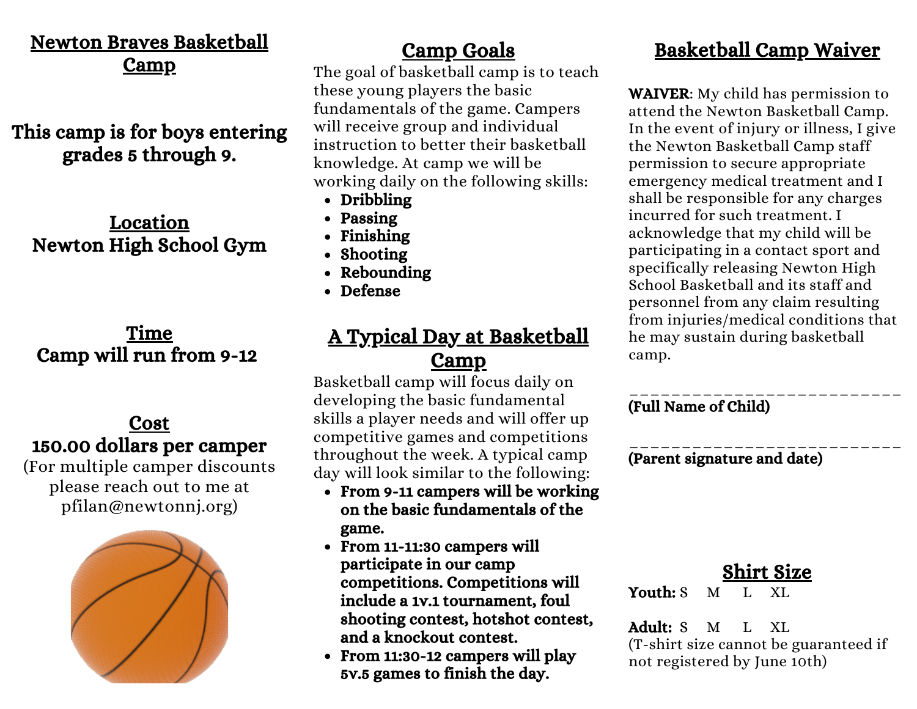## Newton Braves Basketball Camp

**This camp is for boys entering grades 5 through 9.**

**Location**
**Newton High School Gym**

**Time**
**Camp will run from 9-12**

**Cost**
**150.00 dollars per camper**
(For multiple camper discounts please reach out to me at pfilan@newtonnj.org)

## Camp Goals

The goal of basketball camp is to teach these young players the basic fundamentals of the game. Campers will receive group and individual instruction to better their basketball knowledge. At camp we will be working daily on the following skills:

- **Dribbling**
- **Passing**
- **Finishing**
- **Shooting**
- **Rebounding**
- **Defense**

## A Typical Day at Basketball Camp

Basketball camp will focus daily on developing the basic fundamental skills a player needs and will offer up competitive games and competitions throughout the week. A typical camp day will look similar to the following:

- **From 9-11 campers will be working on the basic fundamentals of the game.**
- **From 11-11:30 campers will participate in our camp competitions. Competitions will include a 1v.1 tournament, foul shooting contest, hotshot contest, and a knockout contest.**
- **From 11:30-12 campers will play 5v.5 games to finish the day.**

## Basketball Camp Waiver

**WAIVER**: My child has permission to attend the Newton Basketball Camp. In the event of injury or illness, I give the Newton Basketball Camp staff permission to secure appropriate emergency medical treatment and I shall be responsible for any charges incurred for such treatment. I acknowledge that my child will be participating in a contact sport and specifically releasing Newton High School Basketball and its staff and personnel from any claim resulting from injuries/medical conditions that he may sustain during basketball camp.

___________________________
**(Full Name of Child)**

___________________________
**(Parent signature and date)**

## Shirt Size

**Youth:** S M L XL

**Adult:** S M L XL
(T-shirt size cannot be guaranteed if not registered by June 10th)